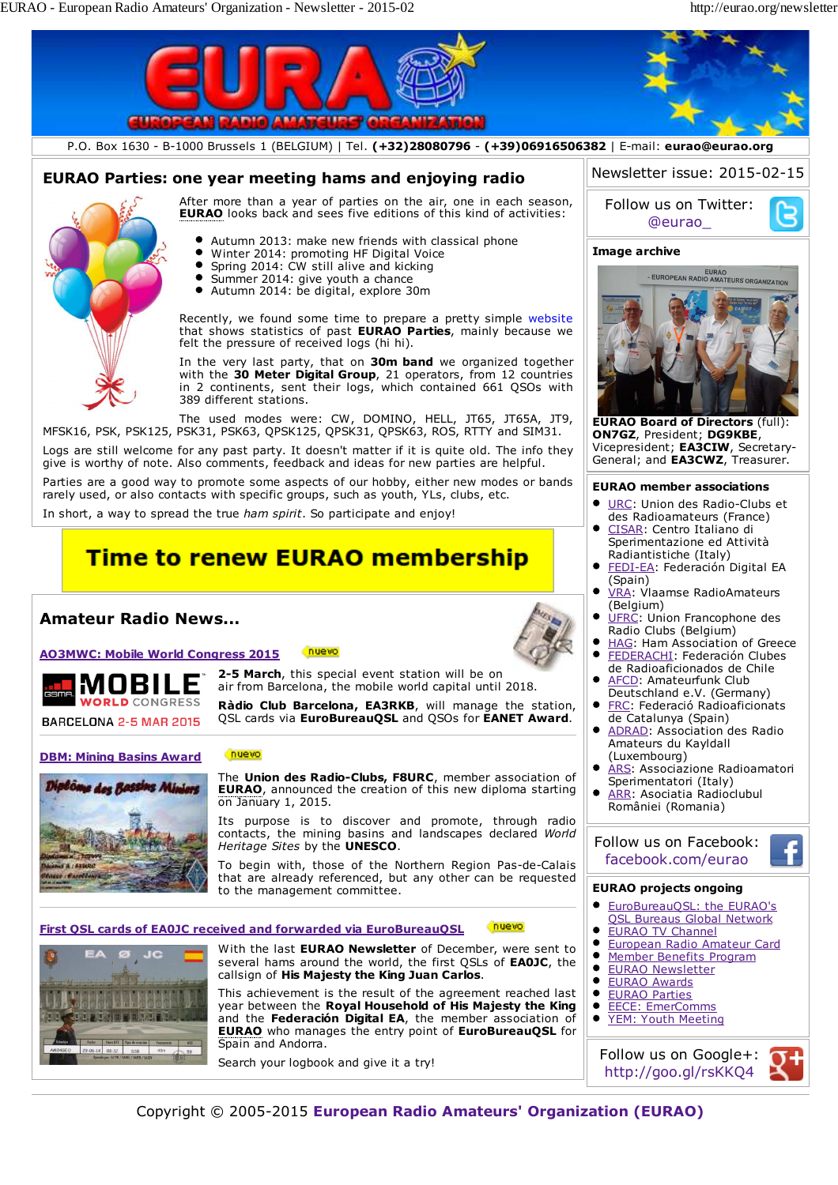# EURAO - European Radio Amateurs' Organization

P.O. Box 1630 - B-1000 Brussels 1 (BELGIUM) | Tel. **(+32)28080796** - **(+39)06916506382** | E-mail: **eurao@eurao.org**

## EURAO Parties: one year meeting hams and enjoying radio

After more than a year of parties on the air, one in each season, **EURAO** looks back and sees five editions of this kind of activities:

- Autumn 2013: make new friends with classical phone
- Winter 2014: promoting HF Digital Voice
- Spring 2014: CW still alive and kicking
- Summer 2014: give youth a chance
- Autumn 2014: be digital, explore 30m

Recently, we found some time to prepare a pretty simple website that shows statistics of past **EURAO Parties**, mainly because we felt the pressure of received logs (hi hi).

In the very last party, that on **30m band** we organized together with the **30 Meter Digital Group**, 21 operators, from 12 countries in 2 continents, sent their logs, which contained 661 QSOs with 389 different stations.

The used modes were: CW, DOMINO, HELL, JT65, JT65A, JT9, MFSK16, PSK, PSK125, PSK31, PSK63, QPSK125, QPSK31, QPSK63, ROS, RTTY and SIM31.

Logs are still welcome for any past party. It doesn't matter if it is quite old. The info they give is worthy of note. Also comments, feedback and ideas for new parties are helpful.

Parties are a good way to promote some aspects of our hobby, either new modes or bands rarely used, or also contacts with specific groups, such as youth, YLs, clubs, etc.

In short, a way to spread the true *ham spirit*. So participate and enjoy!

**Time to renew EURAO membership**

## Amateur Radio News...

### AO3MWC: Mobile World Congress 2015 (nuevo)

MOBILE WORLD CONGRESS BARCELONA 2-5 MAR 2015

**2-5 March**, this special event station will be on air from Barcelona, the mobile world capital until 2018.

**Ràdio Club Barcelona, EA3RKB**, will manage the station, QSL cards via **EuroBureauQSL** and QSOs for **EANET Award**.

### DBM: Mining Basins Award (nuevo)

The **Union des Radio-Clubs, F8URC**, member association of **EURAO**, announced the creation of this new diploma starting on January 1, 2015.

Its purpose is to discover and promote, through radio contacts, the mining basins and landscapes declared *World Heritage Sites* by the **UNESCO**.

To begin with, those of the Northern Region Pas-de-Calais that are already referenced, but any other can be requested to the management committee.

### First QSL cards of EA0JC received and forwarded via EuroBureauQSL (nuevo)

With the last **EURAO Newsletter** of December, were sent to several hams around the world, the first QSLs of **EA0JC**, the callsign of **His Majesty the King Juan Carlos**.

This achievement is the result of the agreement reached last year between the **Royal Household of His Majesty the King** and the **Federación Digital EA**, the member association of **EURAO** who manages the entry point of **EuroBureauQSL** for Spain and Andorra.

Search your logbook and give it a try!

---

Newsletter issue: 2015-02-15

Follow us on Twitter: @eurao_

**Image archive**

**EURAO Board of Directors** (full): **ON7GZ**, President; **DG9KBE**, Vicepresident; **EA3CIW**, Secretary-General; and **EA3CWZ**, Treasurer.

**EURAO member associations**

- URC: Union des Radio-Clubs et des Radioamateurs (France)
- CISAR: Centro Italiano di Sperimentazione ed Attività Radiantistiche (Italy)
- FEDI-EA: Federación Digital EA (Spain)
- VRA: Vlaamse RadioAmateurs (Belgium)
- UFRC: Union Francophone des Radio Clubs (Belgium)
- HAG: Ham Association of Greece
- FEDERACHI: Federación Clubes de Radioaficionados de Chile
- AFCD: Amateurfunk Club Deutschland e.V. (Germany)
- FRC: Federació Radioaficionats de Catalunya (Spain)
- ADRAD: Association des Radio Amateurs du Kayldall (Luxembourg)
- ARS: Associazione Radioamatori Sperimentatori (Italy)
- ARR: Asociatia Radioclubul României (Romania)

Follow us on Facebook: facebook.com/eurao

**EURAO projects ongoing**

- EuroBureauQSL: the EURAO's QSL Bureaus Global Network
- EURAO TV Channel
- European Radio Amateur Card
- Member Benefits Program
- EURAO Newsletter
- EURAO Awards
- EURAO Parties
- EECE: EmerComms
- YEM: Youth Meeting

Follow us on Google+: http://goo.gl/rsKKQ4

Copyright © 2005-2015 **European Radio Amateurs' Organization (EURAO)**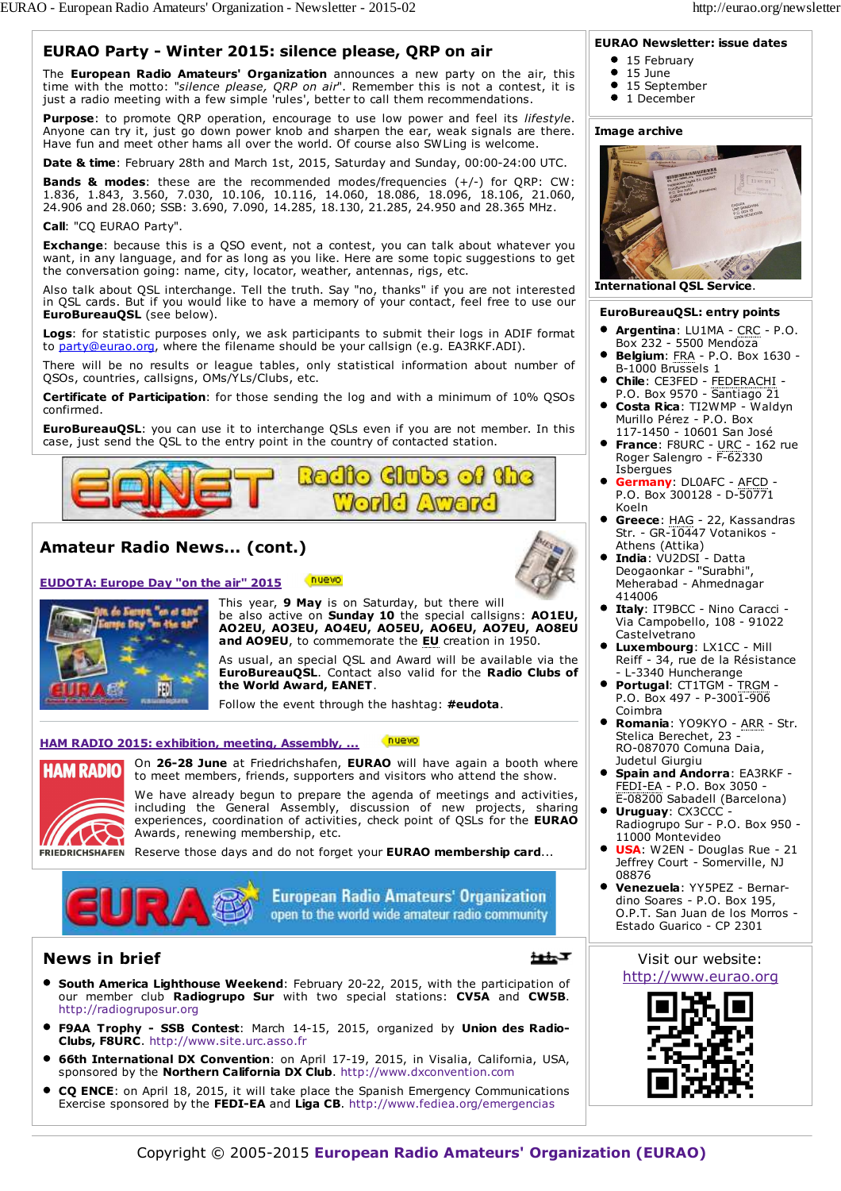## EURAO Party - Winter 2015: silence please, QRP on air

The **European Radio Amateurs' Organization** announces a new party on the air, this time with the motto: "*silence please, QRP on air*". Remember this is not a contest, it is just a radio meeting with a few simple 'rules', better to call them recommendations.

**Purpose**: to promote QRP operation, encourage to use low power and feel its *lifestyle*. Anyone can try it, just go down power knob and sharpen the ear, weak signals are there. Have fun and meet other hams all over the world. Of course also SWLing is welcome.

**Date & time**: February 28th and March 1st, 2015, Saturday and Sunday, 00:00-24:00 UTC.

**Bands & modes**: these are the recommended modes/frequencies (+/-) for QRP: CW: 1.836, 1.843, 3.560, 7.030, 10.106, 10.116, 14.060, 18.086, 18.096, 18.106, 21.060, 24.906 and 28.060; SSB: 3.690, 7.090, 14.285, 18.130, 21.285, 24.950 and 28.365 MHz.

**Call**: "CQ EURAO Party".

**Exchange**: because this is a QSO event, not a contest, you can talk about whatever you want, in any language, and for as long as you like. Here are some topic suggestions to get the conversation going: name, city, locator, weather, antennas, rigs, etc.

Also talk about QSL interchange. Tell the truth. Say "no, thanks" if you are not interested in QSL cards. But if you would like to have a memory of your contact, feel free to use our **EuroBureauQSL** (see below).

**Logs**: for statistic purposes only, we ask participants to submit their logs in ADIF format to party@eurao.org, where the filename should be your callsign (e.g. EA3RKF.ADI).

There will be no results or league tables, only statistical information about number of QSOs, countries, callsigns, OMs/YLs/Clubs, etc.

**Certificate of Participation**: for those sending the log and with a minimum of 10% QSOs confirmed.

**EuroBureauQSL**: you can use it to interchange QSLs even if you are not member. In this case, just send the QSL to the entry point in the country of contacted station.

## Amateur Radio News... (cont.)

### EUDOTA: Europe Day "on the air" 2015 (nuevo)

This year, **9 May** is on Saturday, but there will be also active on **Sunday 10** the special callsigns: **AO1EU, AO2EU, AO3EU, AO4EU, AO5EU, AO6EU, AO7EU, AO8EU and AO9EU**, to commemorate the **EU** creation in 1950.

As usual, an special QSL and Award will be available via the **EuroBureauQSL**. Contact also valid for the **Radio Clubs of the World Award, EANET**.

Follow the event through the hashtag: **#eudota**.

### HAM RADIO 2015: exhibition, meeting, Assembly, ... (nuevo)

On **26-28 June** at Friedrichshafen, **EURAO** will have again a booth where to meet members, friends, supporters and visitors who attend the show.

We have already begun to prepare the agenda of meetings and activities, including the General Assembly, discussion of new projects, sharing experiences, coordination of activities, check point of QSLs for the **EURAO** Awards, renewing membership, etc.

Reserve those days and do not forget your **EURAO membership card**...

## News in brief

- **South America Lighthouse Weekend**: February 20-22, 2015, with the participation of our member club **Radiogrupo Sur** with two special stations: **CV5A** and **CW5B**. http://radiogruposur.org
- **F9AA Trophy - SSB Contest**: March 14-15, 2015, organized by **Union des Radio-Clubs, F8URC**. http://www.site.urc.asso.fr
- **66th International DX Convention**: on April 17-19, 2015, in Visalia, California, USA, sponsored by the **Northern California DX Club**. http://www.dxconvention.com
- **CQ ENCE**: on April 18, 2015, it will take place the Spanish Emergency Communications Exercise sponsored by the **FEDI-EA** and **Liga CB**. http://www.fediea.org/emergencias

## EURAO Newsletter: issue dates

- 15 February
- 15 June
- 15 September
- 1 December

## Image archive

International QSL Service.

## EuroBureauQSL: entry points

- **Argentina**: LU1MA - CRC - P.O. Box 232 - 5500 Mendoza
- **Belgium**: FRA - P.O. Box 1630 - B-1000 Brussels 1
- **Chile**: CE3FED - FEDERACHI - P.O. Box 9570 - Santiago 21
- **Costa Rica**: TI2WMP - Waldyn Murillo Pérez - P.O. Box 117-1450 - 10601 San José
- **France**: F8URC - URC - 162 rue Roger Salengro - F-62330 Isbergues
- **Germany**: DL0AFC - AFCD - P.O. Box 300128 - D-50771 Koeln
- **Greece**: HAG - 22, Kassandras Str. - GR-10447 Votanikos - Athens (Attika)
- **India**: VU2DSI - Datta Deogaonkar - "Surabhi", Meherabad - Ahmednagar 414006
- **Italy**: IT9BCC - Nino Caracci - Via Campobello, 108 - 91022 Castelvetrano
- **Luxembourg**: LX1CC - Mill Reiff - 34, rue de la Résistance - L-3340 Huncherange
- **Portugal**: CT1TGM - TRGM - P.O. Box 497 - P-3001-906 Coimbra
- **Romania**: YO9KYO - ARR - Str. Stelica Berechet, 23 - RO-087070 Comuna Daia, Judetul Giurgiu
- **Spain and Andorra**: EA3RKF - FEDI-EA - P.O. Box 3050 - E-08200 Sabadell (Barcelona)
- **Uruguay**: CX3CCC - Radiogrupo Sur - P.O. Box 950 - 11000 Montevideo
- **USA**: W2EN - Douglas Rue - 21 Jeffrey Court - Somerville, NJ 08876
- **Venezuela**: YY5PEZ - Bernardino Soares - P.O. Box 195, O.P.T. San Juan de los Morros - Estado Guarico - CP 2301

Visit our website: http://www.eurao.org

Copyright © 2005-2015 **European Radio Amateurs' Organization (EURAO)**